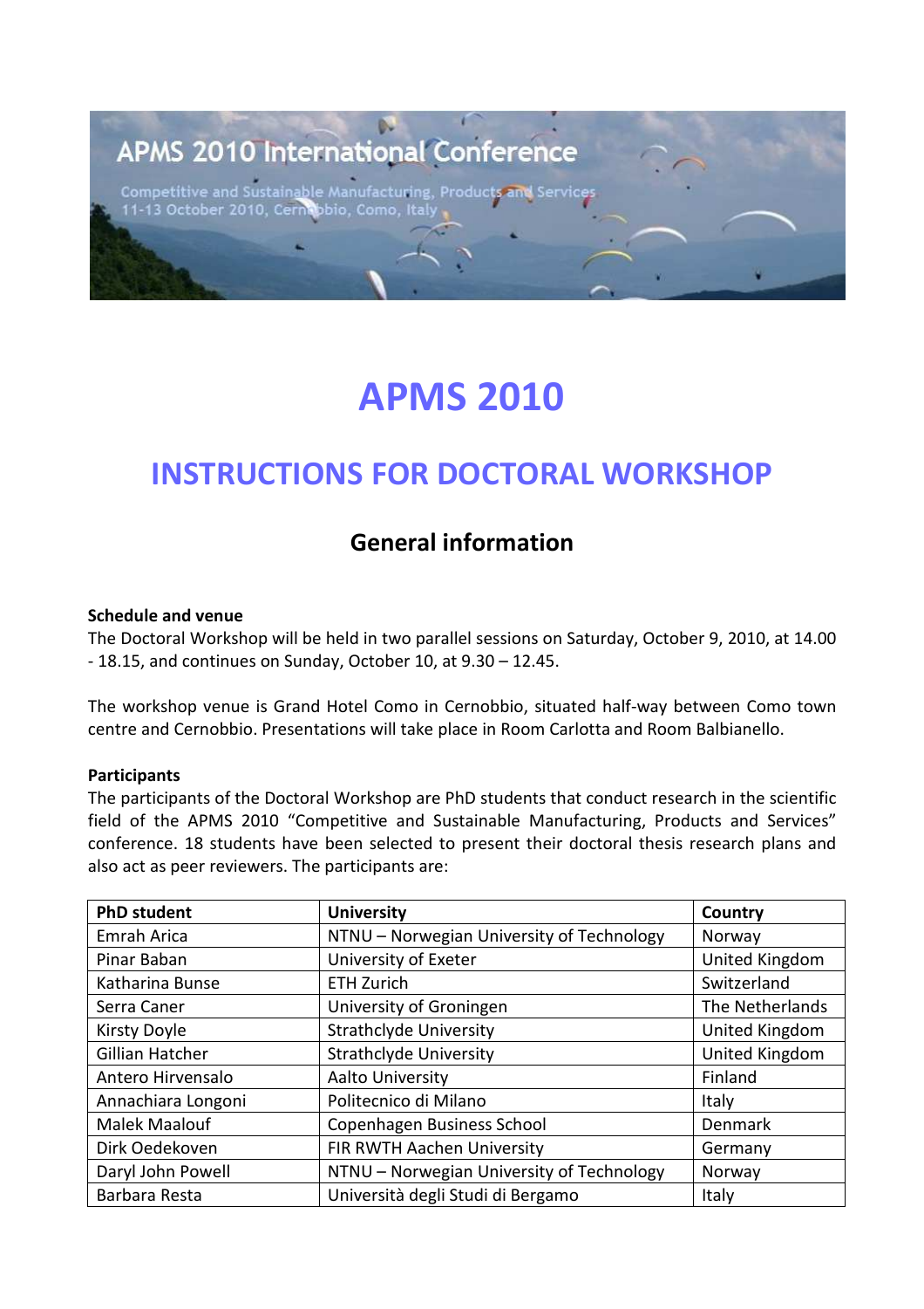APMS 2010 International Conference

Competitive and Sustainable Manufacturing, Products and Services
11-13 October 2010, Cernobbio, Como, Italy

# APMS 2010

# INSTRUCTIONS FOR DOCTORAL WORKSHOP

## General information

**Schedule and venue**

The Doctoral Workshop will be held in two parallel sessions on Saturday, October 9, 2010, at 14.00 - 18.15, and continues on Sunday, October 10, at 9.30 – 12.45.

The workshop venue is Grand Hotel Como in Cernobbio, situated half-way between Como town centre and Cernobbio. Presentations will take place in Room Carlotta and Room Balbianello.

**Participants**

The participants of the Doctoral Workshop are PhD students that conduct research in the scientific field of the APMS 2010 "Competitive and Sustainable Manufacturing, Products and Services" conference. 18 students have been selected to present their doctoral thesis research plans and also act as peer reviewers. The participants are:

| PhD student | University | Country |
|---|---|---|
| Emrah Arica | NTNU – Norwegian University of Technology | Norway |
| Pinar Baban | University of Exeter | United Kingdom |
| Katharina Bunse | ETH Zurich | Switzerland |
| Serra Caner | University of Groningen | The Netherlands |
| Kirsty Doyle | Strathclyde University | United Kingdom |
| Gillian Hatcher | Strathclyde University | United Kingdom |
| Antero Hirvensalo | Aalto University | Finland |
| Annachiara Longoni | Politecnico di Milano | Italy |
| Malek Maalouf | Copenhagen Business School | Denmark |
| Dirk Oedekoven | FIR RWTH Aachen University | Germany |
| Daryl John Powell | NTNU – Norwegian University of Technology | Norway |
| Barbara Resta | Università degli Studi di Bergamo | Italy |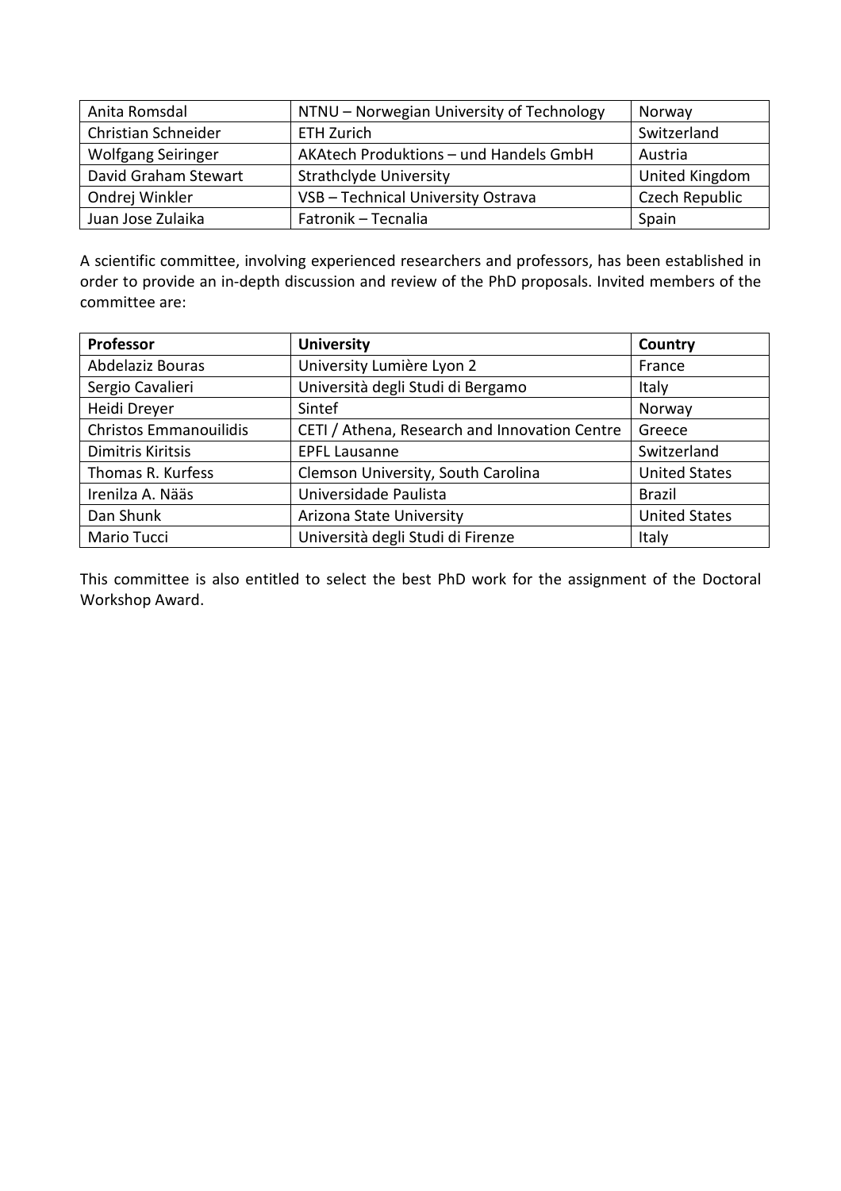| | | |
|---|---|---|
| Anita Romsdal | NTNU – Norwegian University of Technology | Norway |
| Christian Schneider | ETH Zurich | Switzerland |
| Wolfgang Seiringer | AKAtech Produktions – und Handels GmbH | Austria |
| David Graham Stewart | Strathclyde University | United Kingdom |
| Ondrej Winkler | VSB – Technical University Ostrava | Czech Republic |
| Juan Jose Zulaika | Fatronik – Tecnalia | Spain |

A scientific committee, involving experienced researchers and professors, has been established in order to provide an in-depth discussion and review of the PhD proposals. Invited members of the committee are:

| Professor | University | Country |
|---|---|---|
| Abdelaziz Bouras | University Lumière Lyon 2 | France |
| Sergio Cavalieri | Università degli Studi di Bergamo | Italy |
| Heidi Dreyer | Sintef | Norway |
| Christos Emmanouilidis | CETI / Athena, Research and Innovation Centre | Greece |
| Dimitris Kiritsis | EPFL Lausanne | Switzerland |
| Thomas R. Kurfess | Clemson University, South Carolina | United States |
| Irenilza A. Nääs | Universidade Paulista | Brazil |
| Dan Shunk | Arizona State University | United States |
| Mario Tucci | Università degli Studi di Firenze | Italy |

This committee is also entitled to select the best PhD work for the assignment of the Doctoral Workshop Award.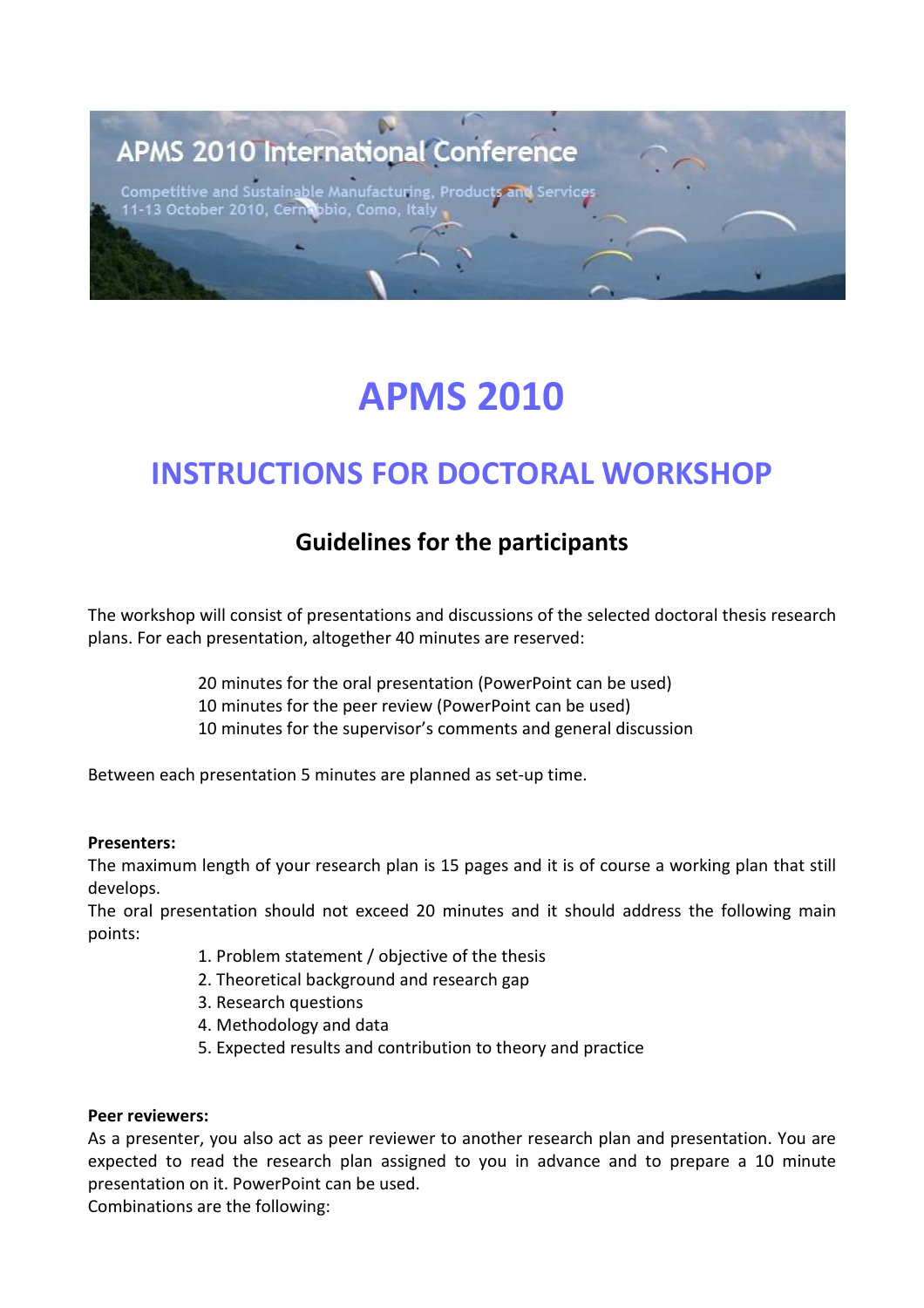APMS 2010 International Conference

Competitive and Sustainable Manufacturing, Products and Services
11-13 October 2010, Cernobbio, Como, Italy

# APMS 2010

## INSTRUCTIONS FOR DOCTORAL WORKSHOP

### Guidelines for the participants

The workshop will consist of presentations and discussions of the selected doctoral thesis research plans. For each presentation, altogether 40 minutes are reserved:

20 minutes for the oral presentation (PowerPoint can be used)
10 minutes for the peer review (PowerPoint can be used)
10 minutes for the supervisor's comments and general discussion

Between each presentation 5 minutes are planned as set-up time.

**Presenters:**
The maximum length of your research plan is 15 pages and it is of course a working plan that still develops.
The oral presentation should not exceed 20 minutes and it should address the following main points:

1. Problem statement / objective of the thesis
2. Theoretical background and research gap
3. Research questions
4. Methodology and data
5. Expected results and contribution to theory and practice

**Peer reviewers:**
As a presenter, you also act as peer reviewer to another research plan and presentation. You are expected to read the research plan assigned to you in advance and to prepare a 10 minute presentation on it. PowerPoint can be used.
Combinations are the following: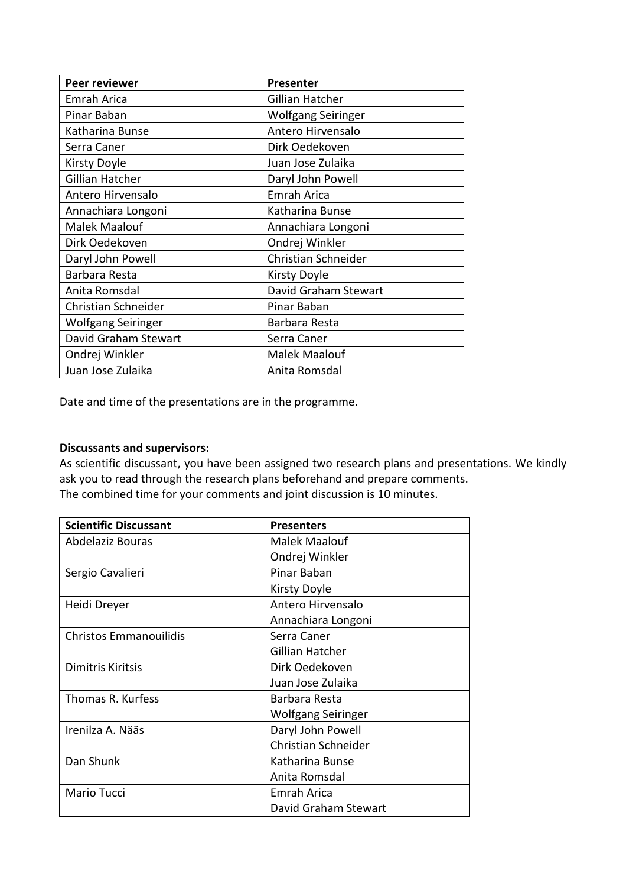| Peer reviewer | Presenter |
|---|---|
| Emrah Arica | Gillian Hatcher |
| Pinar Baban | Wolfgang Seiringer |
| Katharina Bunse | Antero Hirvensalo |
| Serra Caner | Dirk Oedekoven |
| Kirsty Doyle | Juan Jose Zulaika |
| Gillian Hatcher | Daryl John Powell |
| Antero Hirvensalo | Emrah Arica |
| Annachiara Longoni | Katharina Bunse |
| Malek Maalouf | Annachiara Longoni |
| Dirk Oedekoven | Ondrej Winkler |
| Daryl John Powell | Christian Schneider |
| Barbara Resta | Kirsty Doyle |
| Anita Romsdal | David Graham Stewart |
| Christian Schneider | Pinar Baban |
| Wolfgang Seiringer | Barbara Resta |
| David Graham Stewart | Serra Caner |
| Ondrej Winkler | Malek Maalouf |
| Juan Jose Zulaika | Anita Romsdal |

Date and time of the presentations are in the programme.

**Discussants and supervisors:**
As scientific discussant, you have been assigned two research plans and presentations. We kindly ask you to read through the research plans beforehand and prepare comments.
The combined time for your comments and joint discussion is 10 minutes.

| Scientific Discussant | Presenters |
|---|---|
| Abdelaziz Bouras | Malek Maalouf<br>Ondrej Winkler |
| Sergio Cavalieri | Pinar Baban<br>Kirsty Doyle |
| Heidi Dreyer | Antero Hirvensalo<br>Annachiara Longoni |
| Christos Emmanouilidis | Serra Caner<br>Gillian Hatcher |
| Dimitris Kiritsis | Dirk Oedekoven<br>Juan Jose Zulaika |
| Thomas R. Kurfess | Barbara Resta<br>Wolfgang Seiringer |
| Irenilza A. Nääs | Daryl John Powell<br>Christian Schneider |
| Dan Shunk | Katharina Bunse<br>Anita Romsdal |
| Mario Tucci | Emrah Arica<br>David Graham Stewart |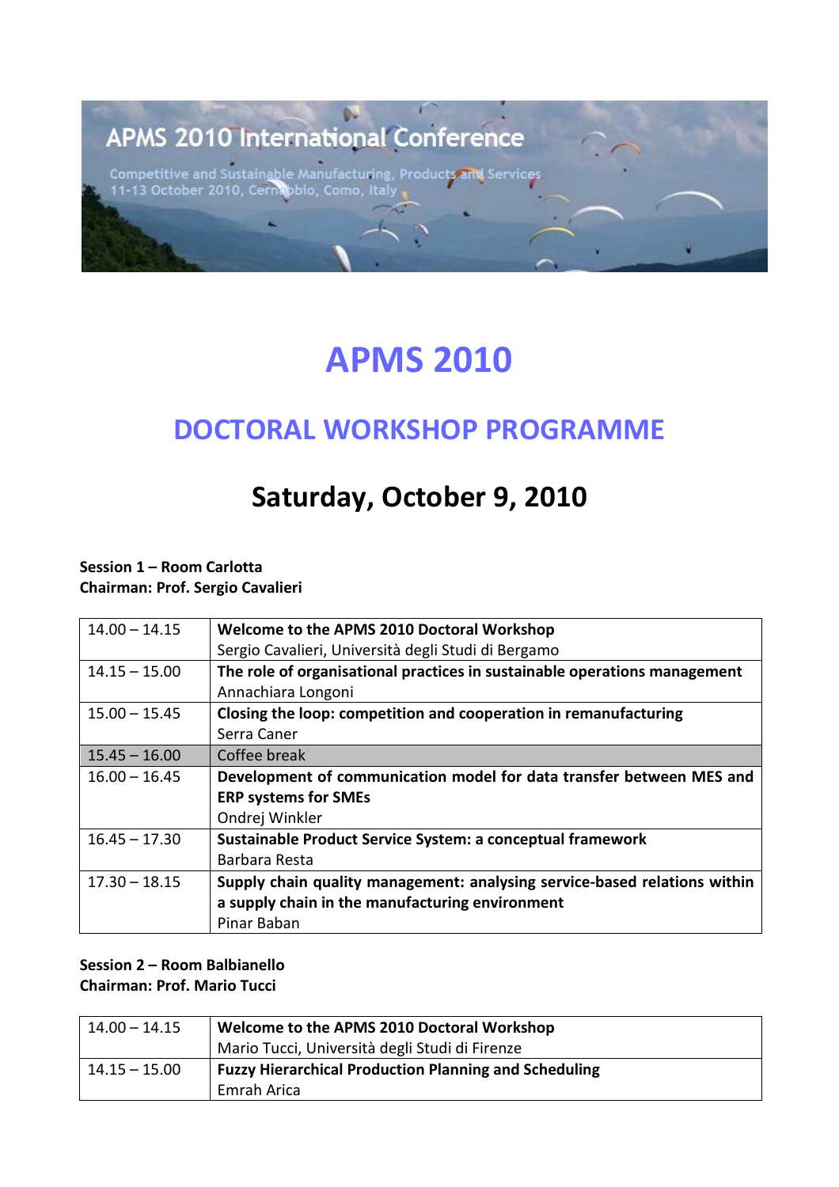APMS 2010 International Conference

Competitive and Sustainable Manufacturing, Products and Services
11-13 October 2010, Cernobbio, Como, Italy

# APMS 2010

## DOCTORAL WORKSHOP PROGRAMME

## Saturday, October 9, 2010

**Session 1 – Room Carlotta**
**Chairman: Prof. Sergio Cavalieri**

| | |
|---|---|
| 14.00 – 14.15 | **Welcome to the APMS 2010 Doctoral Workshop**<br>Sergio Cavalieri, Università degli Studi di Bergamo |
| 14.15 – 15.00 | **The role of organisational practices in sustainable operations management**<br>Annachiara Longoni |
| 15.00 – 15.45 | **Closing the loop: competition and cooperation in remanufacturing**<br>Serra Caner |
| 15.45 – 16.00 | Coffee break |
| 16.00 – 16.45 | **Development of communication model for data transfer between MES and ERP systems for SMEs**<br>Ondrej Winkler |
| 16.45 – 17.30 | **Sustainable Product Service System: a conceptual framework**<br>Barbara Resta |
| 17.30 – 18.15 | **Supply chain quality management: analysing service-based relations within a supply chain in the manufacturing environment**<br>Pinar Baban |

**Session 2 – Room Balbianello**
**Chairman: Prof. Mario Tucci**

| | |
|---|---|
| 14.00 – 14.15 | **Welcome to the APMS 2010 Doctoral Workshop**<br>Mario Tucci, Università degli Studi di Firenze |
| 14.15 – 15.00 | **Fuzzy Hierarchical Production Planning and Scheduling**<br>Emrah Arica |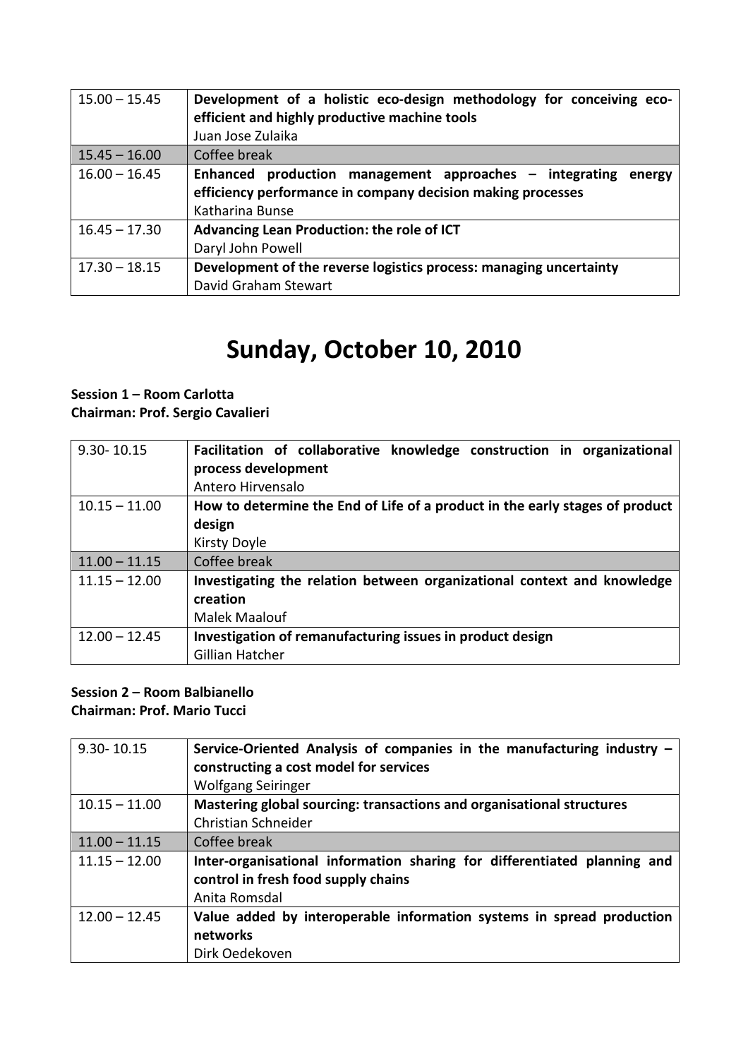| | |
|---|---|
| 15.00 – 15.45 | **Development of a holistic eco-design methodology for conceiving eco-efficient and highly productive machine tools**<br>Juan Jose Zulaika |
| 15.45 – 16.00 | Coffee break |
| 16.00 – 16.45 | **Enhanced production management approaches – integrating energy efficiency performance in company decision making processes**<br>Katharina Bunse |
| 16.45 – 17.30 | **Advancing Lean Production: the role of ICT**<br>Daryl John Powell |
| 17.30 – 18.15 | **Development of the reverse logistics process: managing uncertainty**<br>David Graham Stewart |

# Sunday, October 10, 2010

**Session 1 – Room Carlotta**
**Chairman: Prof. Sergio Cavalieri**

| | |
|---|---|
| 9.30- 10.15 | **Facilitation of collaborative knowledge construction in organizational process development**<br>Antero Hirvensalo |
| 10.15 – 11.00 | **How to determine the End of Life of a product in the early stages of product design**<br>Kirsty Doyle |
| 11.00 – 11.15 | Coffee break |
| 11.15 – 12.00 | **Investigating the relation between organizational context and knowledge creation**<br>Malek Maalouf |
| 12.00 – 12.45 | **Investigation of remanufacturing issues in product design**<br>Gillian Hatcher |

**Session 2 – Room Balbianello**
**Chairman: Prof. Mario Tucci**

| | |
|---|---|
| 9.30- 10.15 | **Service-Oriented Analysis of companies in the manufacturing industry – constructing a cost model for services**<br>Wolfgang Seiringer |
| 10.15 – 11.00 | **Mastering global sourcing: transactions and organisational structures**<br>Christian Schneider |
| 11.00 – 11.15 | Coffee break |
| 11.15 – 12.00 | **Inter-organisational information sharing for differentiated planning and control in fresh food supply chains**<br>Anita Romsdal |
| 12.00 – 12.45 | **Value added by interoperable information systems in spread production networks**<br>Dirk Oedekoven |